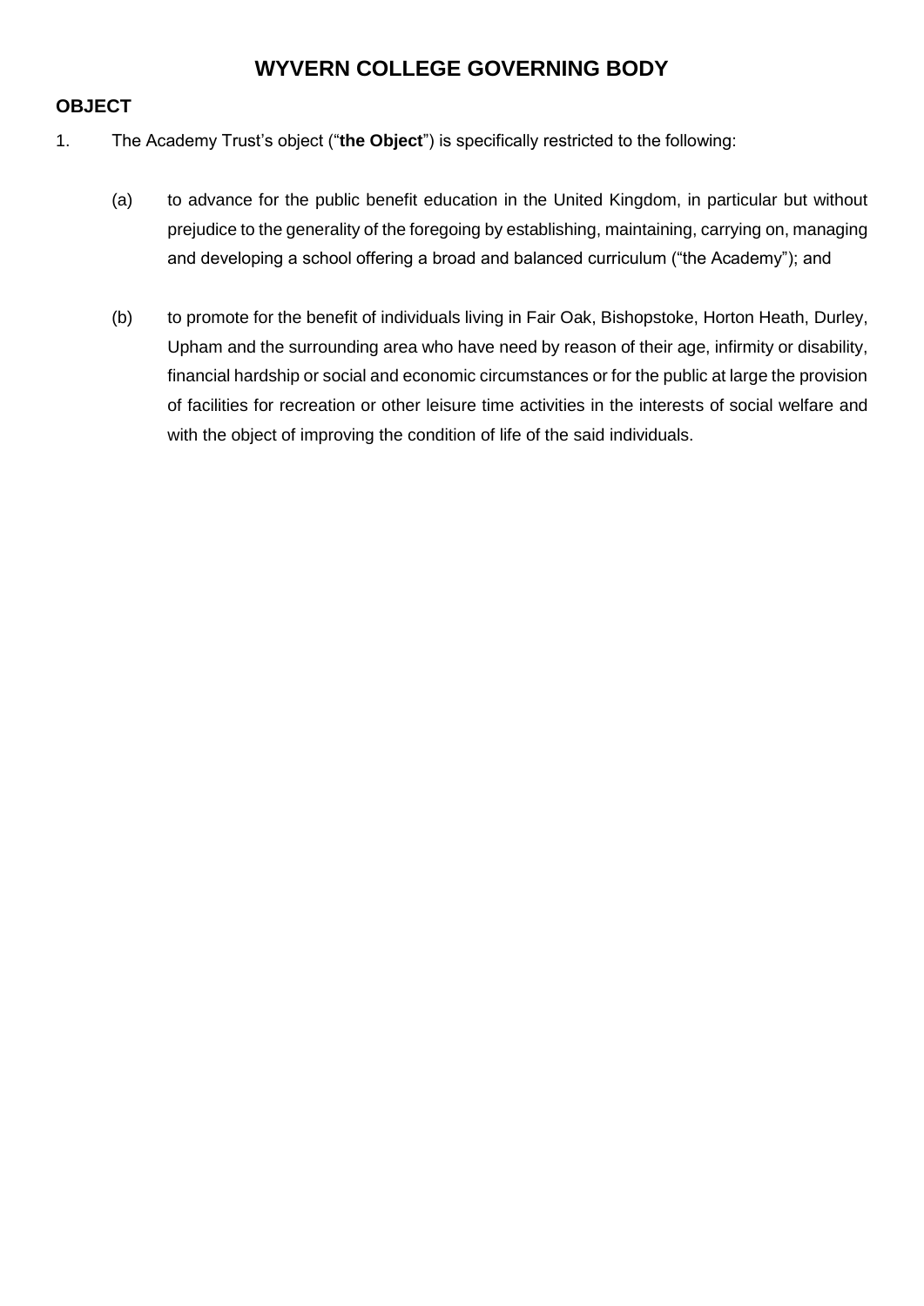# WYVERN COLLEGE GOVERNING BODY

## OBJECT

1. The Academy Trust's object ("**the Object**") is specifically restricted to the following:

   (a) to advance for the public benefit education in the United Kingdom, in particular but without prejudice to the generality of the foregoing by establishing, maintaining, carrying on, managing and developing a school offering a broad and balanced curriculum ("the Academy"); and

   (b) to promote for the benefit of individuals living in Fair Oak, Bishopstoke, Horton Heath, Durley, Upham and the surrounding area who have need by reason of their age, infirmity or disability, financial hardship or social and economic circumstances or for the public at large the provision of facilities for recreation or other leisure time activities in the interests of social welfare and with the object of improving the condition of life of the said individuals.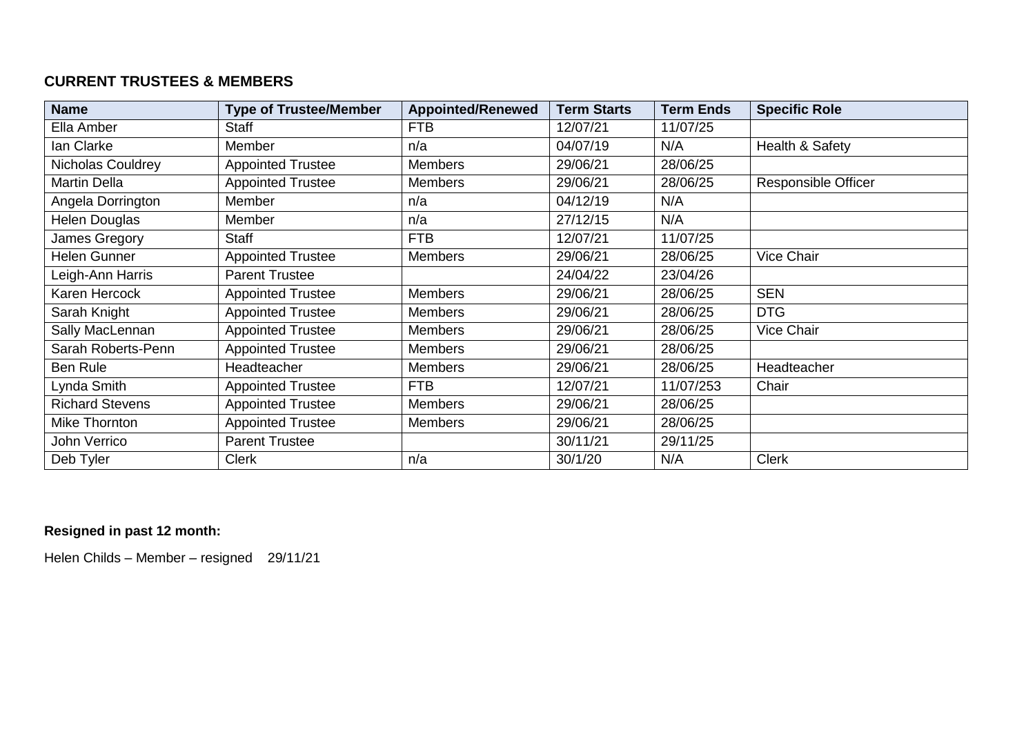**CURRENT TRUSTEES & MEMBERS**

| Name | Type of Trustee/Member | Appointed/Renewed | Term Starts | Term Ends | Specific Role |
|---|---|---|---|---|---|
| Ella Amber | Staff | FTB | 12/07/21 | 11/07/25 | |
| Ian Clarke | Member | n/a | 04/07/19 | N/A | Health & Safety |
| Nicholas Couldrey | Appointed Trustee | Members | 29/06/21 | 28/06/25 | |
| Martin Della | Appointed Trustee | Members | 29/06/21 | 28/06/25 | Responsible Officer |
| Angela Dorrington | Member | n/a | 04/12/19 | N/A | |
| Helen Douglas | Member | n/a | 27/12/15 | N/A | |
| James Gregory | Staff | FTB | 12/07/21 | 11/07/25 | |
| Helen Gunner | Appointed Trustee | Members | 29/06/21 | 28/06/25 | Vice Chair |
| Leigh-Ann Harris | Parent Trustee | | 24/04/22 | 23/04/26 | |
| Karen Hercock | Appointed Trustee | Members | 29/06/21 | 28/06/25 | SEN |
| Sarah Knight | Appointed Trustee | Members | 29/06/21 | 28/06/25 | DTG |
| Sally MacLennan | Appointed Trustee | Members | 29/06/21 | 28/06/25 | Vice Chair |
| Sarah Roberts-Penn | Appointed Trustee | Members | 29/06/21 | 28/06/25 | |
| Ben Rule | Headteacher | Members | 29/06/21 | 28/06/25 | Headteacher |
| Lynda Smith | Appointed Trustee | FTB | 12/07/21 | 11/07/253 | Chair |
| Richard Stevens | Appointed Trustee | Members | 29/06/21 | 28/06/25 | |
| Mike Thornton | Appointed Trustee | Members | 29/06/21 | 28/06/25 | |
| John Verrico | Parent Trustee | | 30/11/21 | 29/11/25 | |
| Deb Tyler | Clerk | n/a | 30/1/20 | N/A | Clerk |

**Resigned in past 12 month:**

Helen Childs – Member – resigned 29/11/21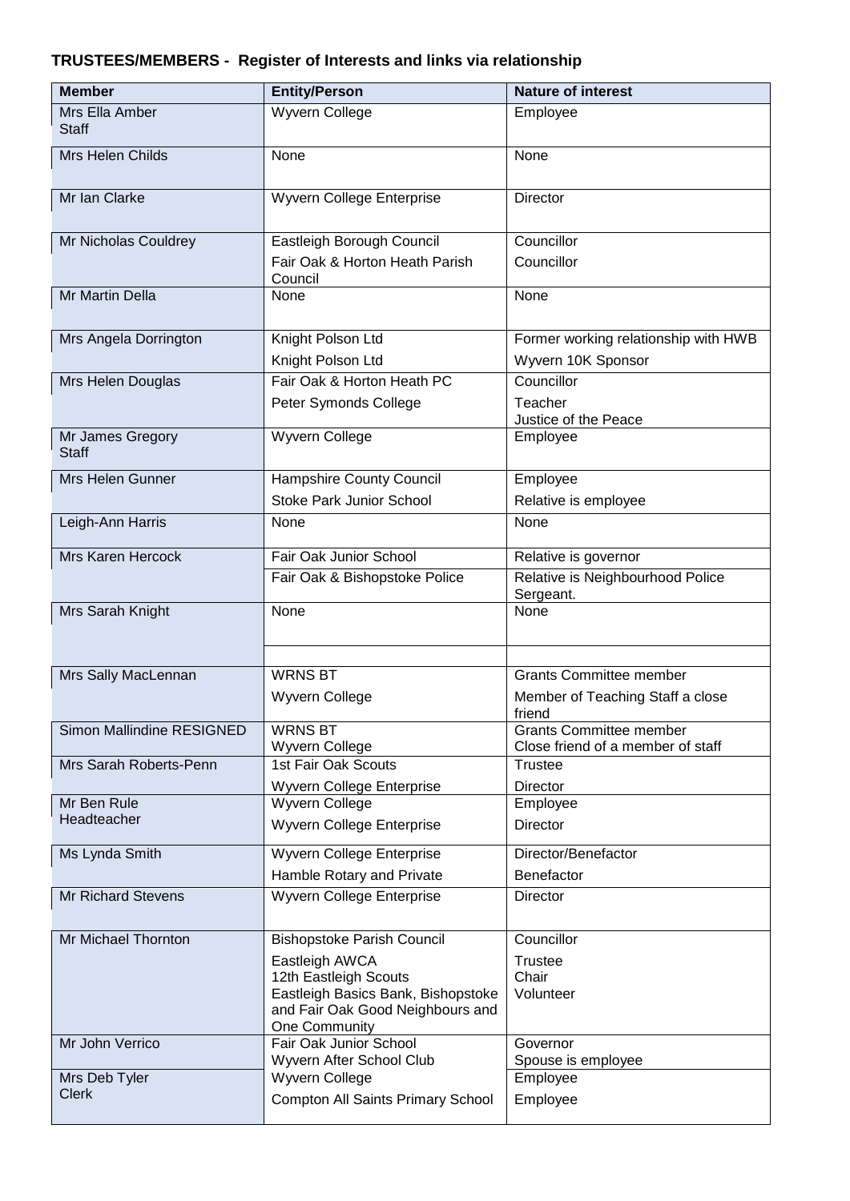## TRUSTEES/MEMBERS - Register of Interests and links via relationship

| Member | Entity/Person | Nature of interest |
|---|---|---|
| Mrs Ella Amber<br>Staff | Wyvern College | Employee |
| Mrs Helen Childs | None | None |
| Mr Ian Clarke | Wyvern College Enterprise | Director |
| Mr Nicholas Couldrey | Eastleigh Borough Council<br>Fair Oak & Horton Heath Parish Council | Councillor<br>Councillor |
| Mr Martin Della | None | None |
| Mrs Angela Dorrington | Knight Polson Ltd<br>Knight Polson Ltd | Former working relationship with HWB<br>Wyvern 10K Sponsor |
| Mrs Helen Douglas | Fair Oak & Horton Heath PC<br>Peter Symonds College | Councillor<br>Teacher<br>Justice of the Peace |
| Mr James Gregory<br>Staff | Wyvern College | Employee |
| Mrs Helen Gunner | Hampshire County Council<br>Stoke Park Junior School | Employee<br>Relative is employee |
| Leigh-Ann Harris | None | None |
| Mrs Karen Hercock | Fair Oak Junior School | Relative is governor |
| | Fair Oak & Bishopstoke Police | Relative is Neighbourhood Police Sergeant. |
| Mrs Sarah Knight | None | None |
| | | |
| Mrs Sally MacLennan | WRNS BT<br>Wyvern College | Grants Committee member<br>Member of Teaching Staff a close friend |
| Simon Mallindine RESIGNED | WRNS BT<br>Wyvern College | Grants Committee member<br>Close friend of a member of staff |
| Mrs Sarah Roberts-Penn | 1st Fair Oak Scouts<br>Wyvern College Enterprise | Trustee<br>Director |
| Mr Ben Rule<br>Headteacher | Wyvern College<br>Wyvern College Enterprise | Employee<br>Director |
| Ms Lynda Smith | Wyvern College Enterprise<br>Hamble Rotary and Private | Director/Benefactor<br>Benefactor |
| Mr Richard Stevens | Wyvern College Enterprise | Director |
| Mr Michael Thornton | Bishopstoke Parish Council<br>Eastleigh AWCA<br>12th Eastleigh Scouts<br>Eastleigh Basics Bank, Bishopstoke and Fair Oak Good Neighbours and One Community | Councillor<br>Trustee<br>Chair<br>Volunteer |
| Mr John Verrico | Fair Oak Junior School<br>Wyvern After School Club | Governor<br>Spouse is employee |
| Mrs Deb Tyler<br>Clerk | Wyvern College<br>Compton All Saints Primary School | Employee<br>Employee |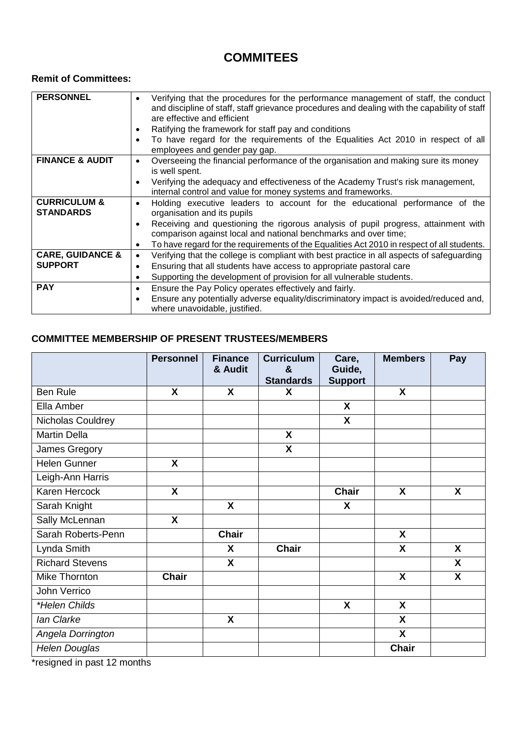# COMMITEES

**Remit of Committees:**

| | |
|---|---|
| **PERSONNEL** | • Verifying that the procedures for the performance management of staff, the conduct and discipline of staff, staff grievance procedures and dealing with the capability of staff are effective and efficient<br>• Ratifying the framework for staff pay and conditions<br>• To have regard for the requirements of the Equalities Act 2010 in respect of all employees and gender pay gap. |
| **FINANCE & AUDIT** | • Overseeing the financial performance of the organisation and making sure its money is well spent.<br>• Verifying the adequacy and effectiveness of the Academy Trust's risk management, internal control and value for money systems and frameworks. |
| **CURRICULUM & STANDARDS** | • Holding executive leaders to account for the educational performance of the organisation and its pupils<br>• Receiving and questioning the rigorous analysis of pupil progress, attainment with comparison against local and national benchmarks and over time;<br>• To have regard for the requirements of the Equalities Act 2010 in respect of all students. |
| **CARE, GUIDANCE & SUPPORT** | • Verifying that the college is compliant with best practice in all aspects of safeguarding<br>• Ensuring that all students have access to appropriate pastoral care<br>• Supporting the development of provision for all vulnerable students. |
| **PAY** | • Ensure the Pay Policy operates effectively and fairly.<br>• Ensure any potentially adverse equality/discriminatory impact is avoided/reduced and, where unavoidable, justified. |

**COMMITTEE MEMBERSHIP OF PRESENT TRUSTEES/MEMBERS**

| | Personnel | Finance & Audit | Curriculum & Standards | Care, Guide, Support | Members | Pay |
|---|---|---|---|---|---|---|
| Ben Rule | X | X | X | | X | |
| Ella Amber | | | | X | | |
| Nicholas Couldrey | | | | X | | |
| Martin Della | | | X | | | |
| James Gregory | | | X | | | |
| Helen Gunner | X | | | | | |
| Leigh-Ann Harris | | | | | | |
| Karen Hercock | X | | | Chair | X | X |
| Sarah Knight | | X | | X | | |
| Sally McLennan | X | | | | | |
| Sarah Roberts-Penn | | Chair | | | X | |
| Lynda Smith | | X | Chair | | X | X |
| Richard Stevens | | X | | | | X |
| Mike Thornton | Chair | | | | X | X |
| John Verrico | | | | | | |
| *\*Helen Childs* | | | | X | X | |
| *Ian Clarke* | | X | | | X | |
| *Angela Dorrington* | | | | | X | |
| *Helen Douglas* | | | | | Chair | |

*resigned in past 12 months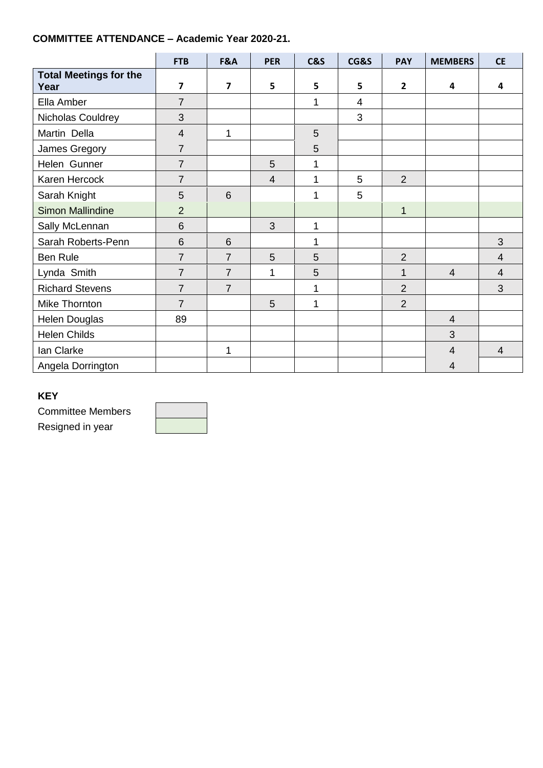**COMMITTEE ATTENDANCE – Academic Year 2020-21.**

| | FTB | F&A | PER | C&S | CG&S | PAY | MEMBERS | CE |
|---|---|---|---|---|---|---|---|---|
| **Total Meetings for the Year** | **7** | **7** | **5** | **5** | **5** | **2** | **4** | **4** |
| Ella Amber | 7 | | | 1 | 4 | | | |
| Nicholas Couldrey | 3 | | | | 3 | | | |
| Martin Della | 4 | 1 | | 5 | | | | |
| James Gregory | 7 | | | 5 | | | | |
| Helen Gunner | 7 | | 5 | 1 | | | | |
| Karen Hercock | 7 | | 4 | 1 | 5 | 2 | | |
| Sarah Knight | 5 | 6 | | 1 | 5 | | | |
| Simon Mallindine | 2 | | | | | 1 | | |
| Sally McLennan | 6 | | 3 | 1 | | | | |
| Sarah Roberts-Penn | 6 | 6 | | 1 | | | | 3 |
| Ben Rule | 7 | 7 | 5 | 5 | | 2 | | 4 |
| Lynda Smith | 7 | 7 | 1 | 5 | | 1 | 4 | 4 |
| Richard Stevens | 7 | 7 | | 1 | | 2 | | 3 |
| Mike Thornton | 7 | | 5 | 1 | | 2 | | |
| Helen Douglas | 89 | | | | | | 4 | |
| Helen Childs | | | | | | | 3 | |
| Ian Clarke | | 1 | | | | | 4 | 4 |
| Angela Dorrington | | | | | | | 4 | |

**KEY**

Committee Members

Resigned in year